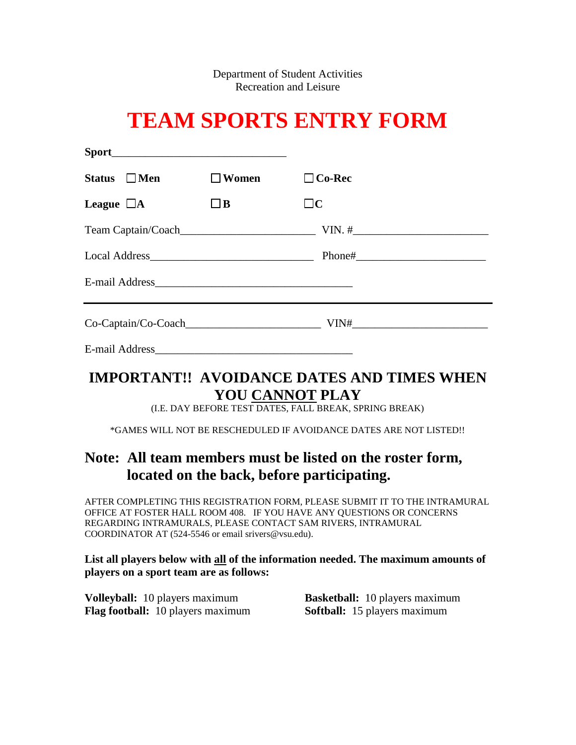Department of Student Activities
Recreation and Leisure

# TEAM SPORTS ENTRY FORM

**Sport**_______________________________

**Status** ☐ **Men** ☐ **Women** ☐ **Co-Rec**

**League** ☐ **A** ☐ **B** ☐ **C**

Team Captain/Coach________________________ VIN. #________________________

Local Address____________________________ Phone#_______________________

E-mail Address___________________________________

---

Co-Captain/Co-Coach________________________ VIN#________________________

E-mail Address___________________________________

## IMPORTANT!! AVOIDANCE DATES AND TIMES WHEN YOU CANNOT PLAY

(I.E. DAY BEFORE TEST DATES, FALL BREAK, SPRING BREAK)

*GAMES WILL NOT BE RESCHEDULED IF AVOIDANCE DATES ARE NOT LISTED!!

## Note: All team members must be listed on the roster form, located on the back, before participating.

AFTER COMPLETING THIS REGISTRATION FORM, PLEASE SUBMIT IT TO THE INTRAMURAL OFFICE AT FOSTER HALL ROOM 408. IF YOU HAVE ANY QUESTIONS OR CONCERNS REGARDING INTRAMURALS, PLEASE CONTACT SAM RIVERS, INTRAMURAL COORDINATOR AT (524-5546 or email srivers@vsu.edu).

**List all players below with all of the information needed. The maximum amounts of players on a sport team are as follows:**

**Volleyball:** 10 players maximum
**Flag football:** 10 players maximum
**Basketball:** 10 players maximum
**Softball:** 15 players maximum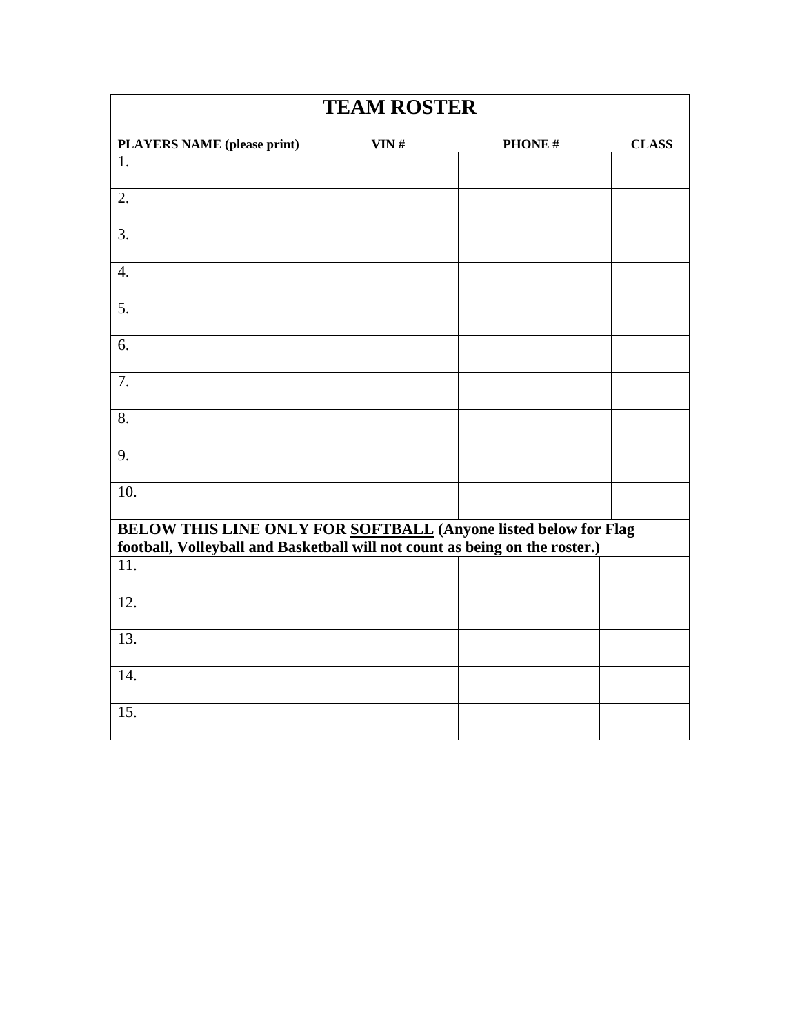# TEAM ROSTER

| PLAYERS NAME (please print) | VIN # | PHONE # | CLASS |
|---|---|---|---|
| 1. | | | |
| 2. | | | |
| 3. | | | |
| 4. | | | |
| 5. | | | |
| 6. | | | |
| 7. | | | |
| 8. | | | |
| 9. | | | |
| 10. | | | |
| **BELOW THIS LINE ONLY FOR <u>SOFTBALL</u> (Anyone listed below for Flag football, Volleyball and Basketball will not count as being on the roster.)** | | | |
| 11. | | | |
| 12. | | | |
| 13. | | | |
| 14. | | | |
| 15. | | | |